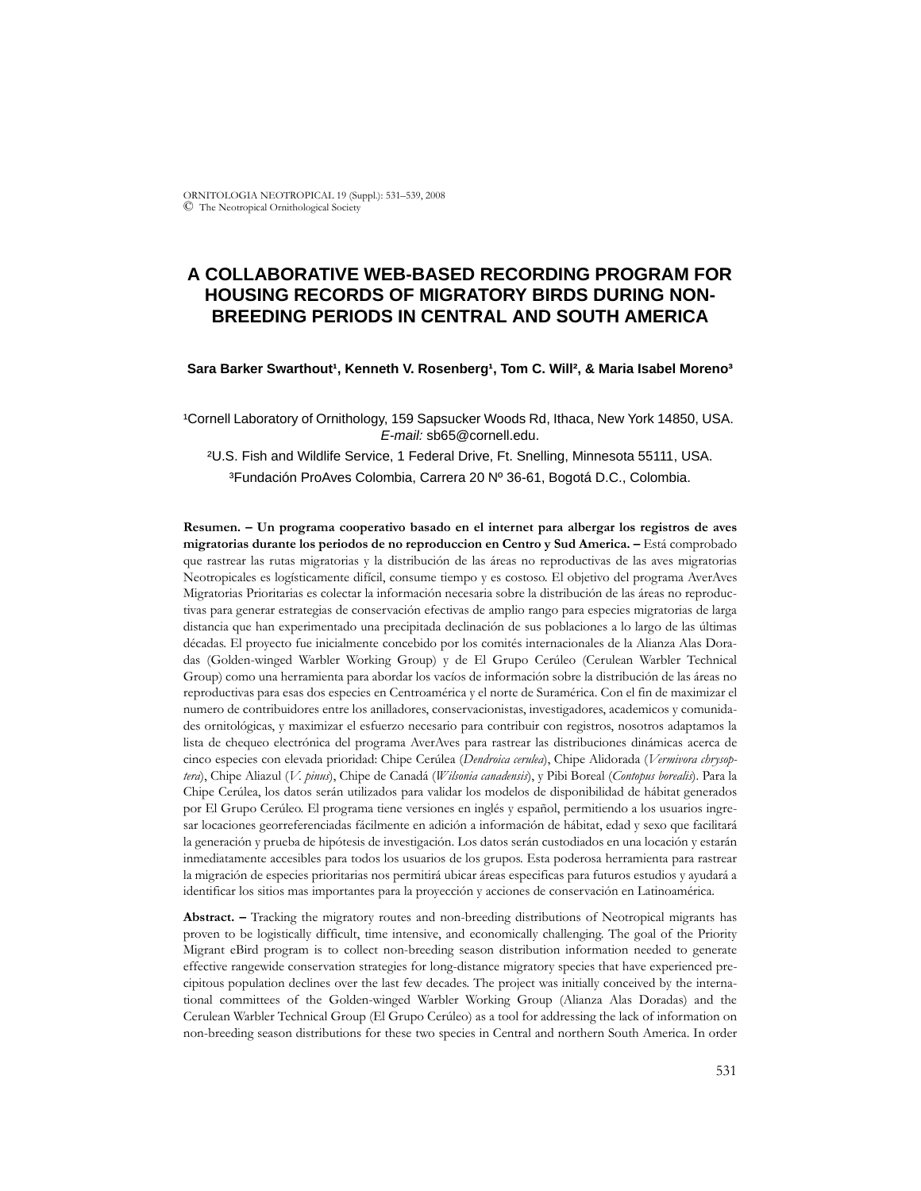# A COLLABORATIVE WEB-BASED RECORDING PROGRAM FOR HOUSING RECORDS OF MIGRATORY BIRDS DURING NON-BREEDING PERIODS IN CENTRAL AND SOUTH AMERICA

**Sara Barker Swarthout[1], Kenneth V. Rosenberg[1], Tom C. Will[2], & Maria Isabel Moreno[3]**

[1]Cornell Laboratory of Ornithology, 159 Sapsucker Woods Rd, Ithaca, New York 14850, USA. *E-mail:* sb65@cornell.edu.

[2]U.S. Fish and Wildlife Service, 1 Federal Drive, Ft. Snelling, Minnesota 55111, USA.

[3]Fundación ProAves Colombia, Carrera 20 Nº 36-61, Bogotá D.C., Colombia.

**Resumen. – Un programa cooperativo basado en el internet para albergar los registros de aves migratorias durante los periodos de no reproduccion en Centro y Sud America. –** Está comprobado que rastrear las rutas migratorias y la distribución de las áreas no reproductivas de las aves migratorias Neotropicales es logísticamente difícil, consume tiempo y es costoso. El objetivo del programa AverAves Migratorias Prioritarias es colectar la información necesaria sobre la distribución de las áreas no reproductivas para generar estrategias de conservación efectivas de amplio rango para especies migratorias de larga distancia que han experimentado una precipitada declinación de sus poblaciones a lo largo de las últimas décadas. El proyecto fue inicialmente concebido por los comités internacionales de la Alianza Alas Doradas (Golden-winged Warbler Working Group) y de El Grupo Cerúleo (Cerulean Warbler Technical Group) como una herramienta para abordar los vacíos de información sobre la distribución de las áreas no reproductivas para esas dos especies en Centroamérica y el norte de Suramérica. Con el fin de maximizar el numero de contribuidores entre los anilladores, conservacionistas, investigadores, academicos y comunidades ornitológicas, y maximizar el esfuerzo necesario para contribuir con registros, nosotros adaptamos la lista de chequeo electrónica del programa AverAves para rastrear las distribuciones dinámicas acerca de cinco especies con elevada prioridad: Chipe Cerúlea (*Dendroica cerulea*), Chipe Alidorada (*Vermivora chrysoptera*), Chipe Aliazul (*V. pinus*), Chipe de Canadá (*Wilsonia canadensis*), y Pibi Boreal (*Contopus borealis*). Para la Chipe Cerúlea, los datos serán utilizados para validar los modelos de disponibilidad de hábitat generados por El Grupo Cerúleo. El programa tiene versiones en inglés y español, permitiendo a los usuarios ingresar locaciones georreferenciadas fácilmente en adición a información de hábitat, edad y sexo que facilitará la generación y prueba de hipótesis de investigación. Los datos serán custodiados en una locación y estarán inmediatamente accesibles para todos los usuarios de los grupos. Esta poderosa herramienta para rastrear la migración de especies prioritarias nos permitirá ubicar áreas especificas para futuros estudios y ayudará a identificar los sitios mas importantes para la proyección y acciones de conservación en Latinoamérica.

**Abstract. –** Tracking the migratory routes and non-breeding distributions of Neotropical migrants has proven to be logistically difficult, time intensive, and economically challenging. The goal of the Priority Migrant eBird program is to collect non-breeding season distribution information needed to generate effective rangewide conservation strategies for long-distance migratory species that have experienced precipitous population declines over the last few decades. The project was initially conceived by the international committees of the Golden-winged Warbler Working Group (Alianza Alas Doradas) and the Cerulean Warbler Technical Group (El Grupo Cerúleo) as a tool for addressing the lack of information on non-breeding season distributions for these two species in Central and northern South America. In order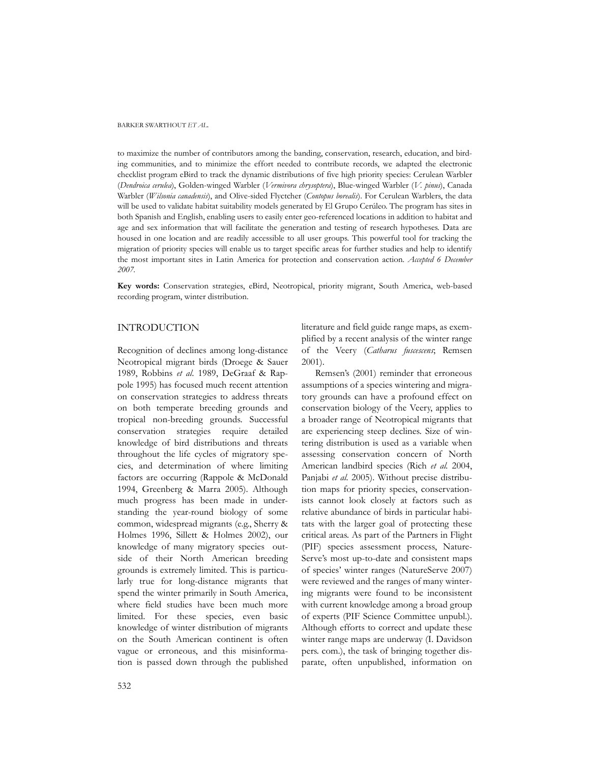to maximize the number of contributors among the banding, conservation, research, education, and birding communities, and to minimize the effort needed to contribute records, we adapted the electronic checklist program eBird to track the dynamic distributions of five high priority species: Cerulean Warbler (*Dendroica cerulea*), Golden-winged Warbler (*Vermivora chrysoptera*), Blue-winged Warbler (*V. pinus*), Canada Warbler (*Wilsonia canadensis*), and Olive-sided Flyctcher (*Contopus borealis*). For Cerulean Warblers, the data will be used to validate habitat suitability models generated by El Grupo Cerúleo. The program has sites in both Spanish and English, enabling users to easily enter geo-referenced locations in addition to habitat and age and sex information that will facilitate the generation and testing of research hypotheses. Data are housed in one location and are readily accessible to all user groups. This powerful tool for tracking the migration of priority species will enable us to target specific areas for further studies and help to identify the most important sites in Latin America for protection and conservation action. *Accepted 6 December 2007.*

**Key words:** Conservation strategies, eBird, Neotropical, priority migrant, South America, web-based recording program, winter distribution.

## INTRODUCTION

Recognition of declines among long-distance Neotropical migrant birds (Droege & Sauer 1989, Robbins *et al.* 1989, DeGraaf & Rappole 1995) has focused much recent attention on conservation strategies to address threats on both temperate breeding grounds and tropical non-breeding grounds. Successful conservation strategies require detailed knowledge of bird distributions and threats throughout the life cycles of migratory species, and determination of where limiting factors are occurring (Rappole & McDonald 1994, Greenberg & Marra 2005). Although much progress has been made in understanding the year-round biology of some common, widespread migrants (e.g., Sherry & Holmes 1996, Sillett & Holmes 2002), our knowledge of many migratory species outside of their North American breeding grounds is extremely limited. This is particularly true for long-distance migrants that spend the winter primarily in South America, where field studies have been much more limited. For these species, even basic knowledge of winter distribution of migrants on the South American continent is often vague or erroneous, and this misinformation is passed down through the published literature and field guide range maps, as exemplified by a recent analysis of the winter range of the Veery (*Catharus fuscescens*; Remsen 2001).

Remsen's (2001) reminder that erroneous assumptions of a species wintering and migratory grounds can have a profound effect on conservation biology of the Veery, applies to a broader range of Neotropical migrants that are experiencing steep declines. Size of wintering distribution is used as a variable when assessing conservation concern of North American landbird species (Rich *et al.* 2004, Panjabi *et al.* 2005). Without precise distribution maps for priority species, conservationists cannot look closely at factors such as relative abundance of birds in particular habitats with the larger goal of protecting these critical areas. As part of the Partners in Flight (PIF) species assessment process, NatureServe's most up-to-date and consistent maps of species' winter ranges (NatureServe 2007) were reviewed and the ranges of many wintering migrants were found to be inconsistent with current knowledge among a broad group of experts (PIF Science Committee unpubl.). Although efforts to correct and update these winter range maps are underway (I. Davidson pers. com.), the task of bringing together disparate, often unpublished, information on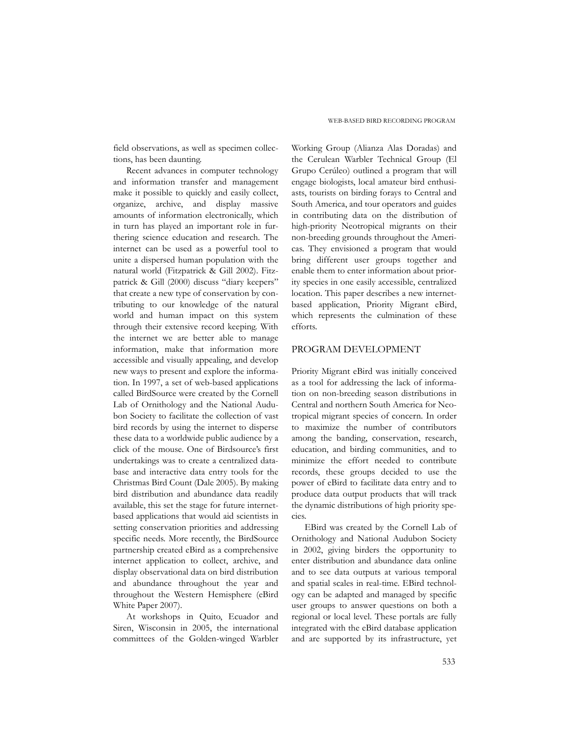field observations, as well as specimen collections, has been daunting.

Recent advances in computer technology and information transfer and management make it possible to quickly and easily collect, organize, archive, and display massive amounts of information electronically, which in turn has played an important role in furthering science education and research. The internet can be used as a powerful tool to unite a dispersed human population with the natural world (Fitzpatrick & Gill 2002). Fitzpatrick & Gill (2000) discuss "diary keepers" that create a new type of conservation by contributing to our knowledge of the natural world and human impact on this system through their extensive record keeping. With the internet we are better able to manage information, make that information more accessible and visually appealing, and develop new ways to present and explore the information. In 1997, a set of web-based applications called BirdSource were created by the Cornell Lab of Ornithology and the National Audubon Society to facilitate the collection of vast bird records by using the internet to disperse these data to a worldwide public audience by a click of the mouse. One of Birdsource's first undertakings was to create a centralized database and interactive data entry tools for the Christmas Bird Count (Dale 2005). By making bird distribution and abundance data readily available, this set the stage for future internet-based applications that would aid scientists in setting conservation priorities and addressing specific needs. More recently, the BirdSource partnership created eBird as a comprehensive internet application to collect, archive, and display observational data on bird distribution and abundance throughout the year and throughout the Western Hemisphere (eBird White Paper 2007).

At workshops in Quito, Ecuador and Siren, Wisconsin in 2005, the international committees of the Golden-winged Warbler Working Group (Alianza Alas Doradas) and the Cerulean Warbler Technical Group (El Grupo Cerúleo) outlined a program that will engage biologists, local amateur bird enthusiasts, tourists on birding forays to Central and South America, and tour operators and guides in contributing data on the distribution of high-priority Neotropical migrants on their non-breeding grounds throughout the Americas. They envisioned a program that would bring different user groups together and enable them to enter information about priority species in one easily accessible, centralized location. This paper describes a new internet-based application, Priority Migrant eBird, which represents the culmination of these efforts.

## PROGRAM DEVELOPMENT

Priority Migrant eBird was initially conceived as a tool for addressing the lack of information on non-breeding season distributions in Central and northern South America for Neotropical migrant species of concern. In order to maximize the number of contributors among the banding, conservation, research, education, and birding communities, and to minimize the effort needed to contribute records, these groups decided to use the power of eBird to facilitate data entry and to produce data output products that will track the dynamic distributions of high priority species.

EBird was created by the Cornell Lab of Ornithology and National Audubon Society in 2002, giving birders the opportunity to enter distribution and abundance data online and to see data outputs at various temporal and spatial scales in real-time. EBird technology can be adapted and managed by specific user groups to answer questions on both a regional or local level. These portals are fully integrated with the eBird database application and are supported by its infrastructure, yet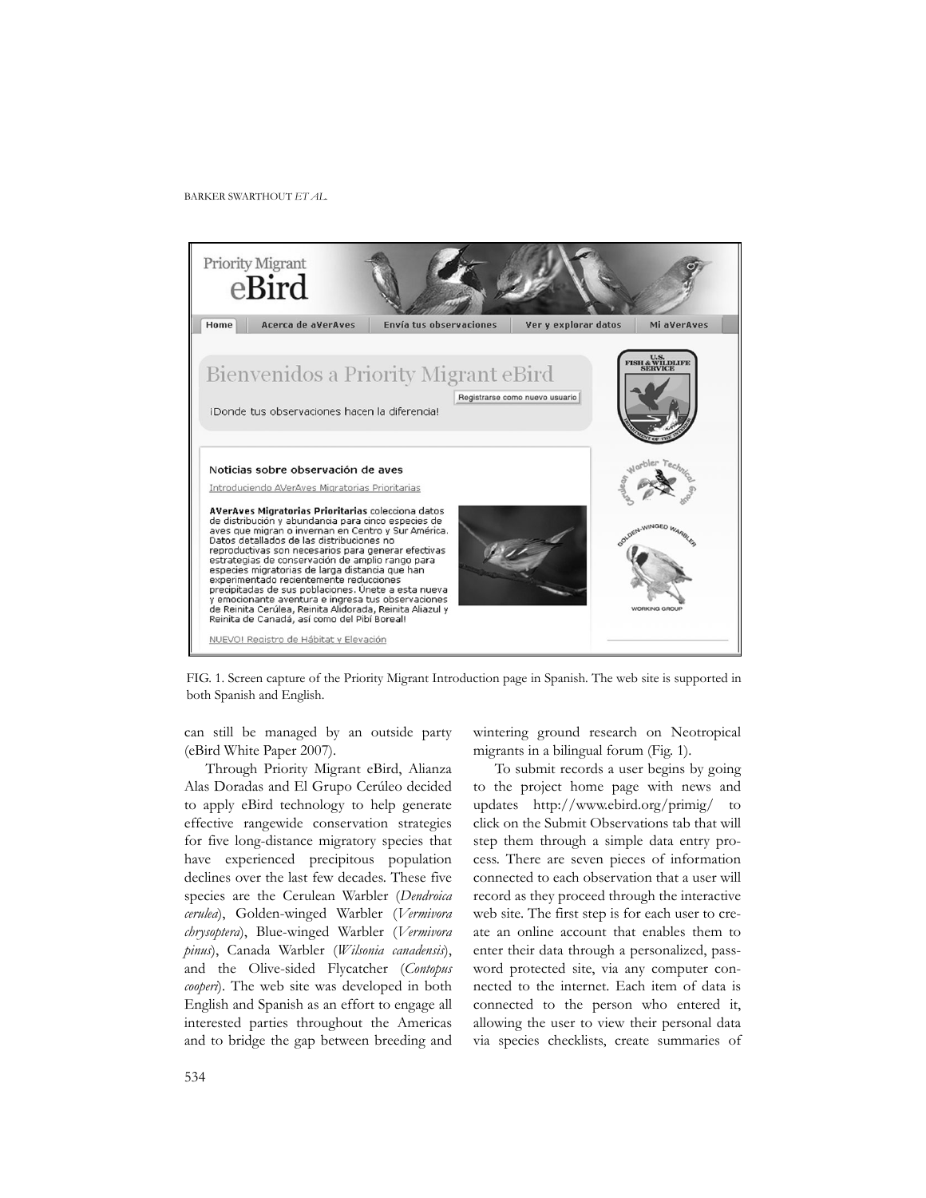FIG. 1. Screen capture of the Priority Migrant Introduction page in Spanish. The web site is supported in both Spanish and English.

can still be managed by an outside party (eBird White Paper 2007).

Through Priority Migrant eBird, Alianza Alas Doradas and El Grupo Cerúleo decided to apply eBird technology to help generate effective rangewide conservation strategies for five long-distance migratory species that have experienced precipitous population declines over the last few decades. These five species are the Cerulean Warbler (*Dendroica cerulea*), Golden-winged Warbler (*Vermivora chrysoptera*), Blue-winged Warbler (*Vermivora pinus*), Canada Warbler (*Wilsonia canadensis*), and the Olive-sided Flycatcher (*Contopus cooperi*). The web site was developed in both English and Spanish as an effort to engage all interested parties throughout the Americas and to bridge the gap between breeding and wintering ground research on Neotropical migrants in a bilingual forum (Fig. 1).

To submit records a user begins by going to the project home page with news and updates http://www.ebird.org/primig/ to click on the Submit Observations tab that will step them through a simple data entry process. There are seven pieces of information connected to each observation that a user will record as they proceed through the interactive web site. The first step is for each user to create an online account that enables them to enter their data through a personalized, password protected site, via any computer connected to the internet. Each item of data is connected to the person who entered it, allowing the user to view their personal data via species checklists, create summaries of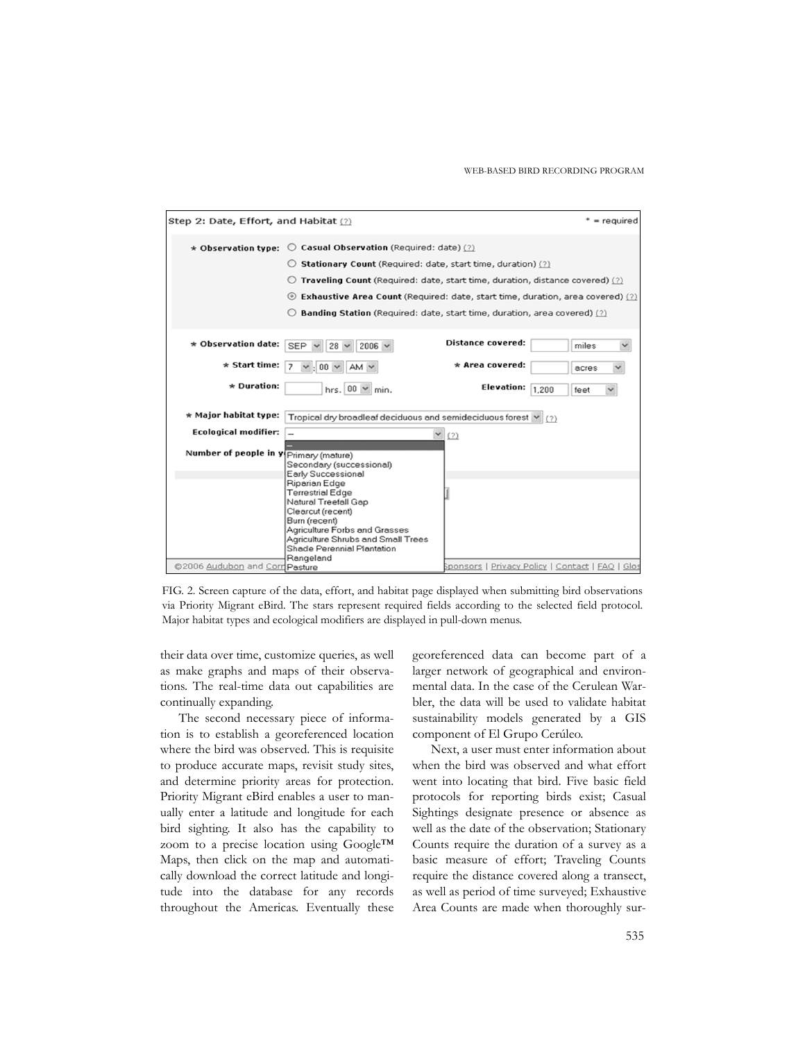FIG. 2. Screen capture of the data, effort, and habitat page displayed when submitting bird observations via Priority Migrant eBird. The stars represent required fields according to the selected field protocol. Major habitat types and ecological modifiers are displayed in pull-down menus.

their data over time, customize queries, as well as make graphs and maps of their observations. The real-time data out capabilities are continually expanding.

The second necessary piece of information is to establish a georeferenced location where the bird was observed. This is requisite to produce accurate maps, revisit study sites, and determine priority areas for protection. Priority Migrant eBird enables a user to manually enter a latitude and longitude for each bird sighting. It also has the capability to zoom to a precise location using Google™ Maps, then click on the map and automatically download the correct latitude and longitude into the database for any records throughout the Americas. Eventually these georeferenced data can become part of a larger network of geographical and environmental data. In the case of the Cerulean Warbler, the data will be used to validate habitat sustainability models generated by a GIS component of El Grupo Cerúleo.

Next, a user must enter information about when the bird was observed and what effort went into locating that bird. Five basic field protocols for reporting birds exist; Casual Sightings designate presence or absence as well as the date of the observation; Stationary Counts require the duration of a survey as a basic measure of effort; Traveling Counts require the distance covered along a transect, as well as period of time surveyed; Exhaustive Area Counts are made when thoroughly sur-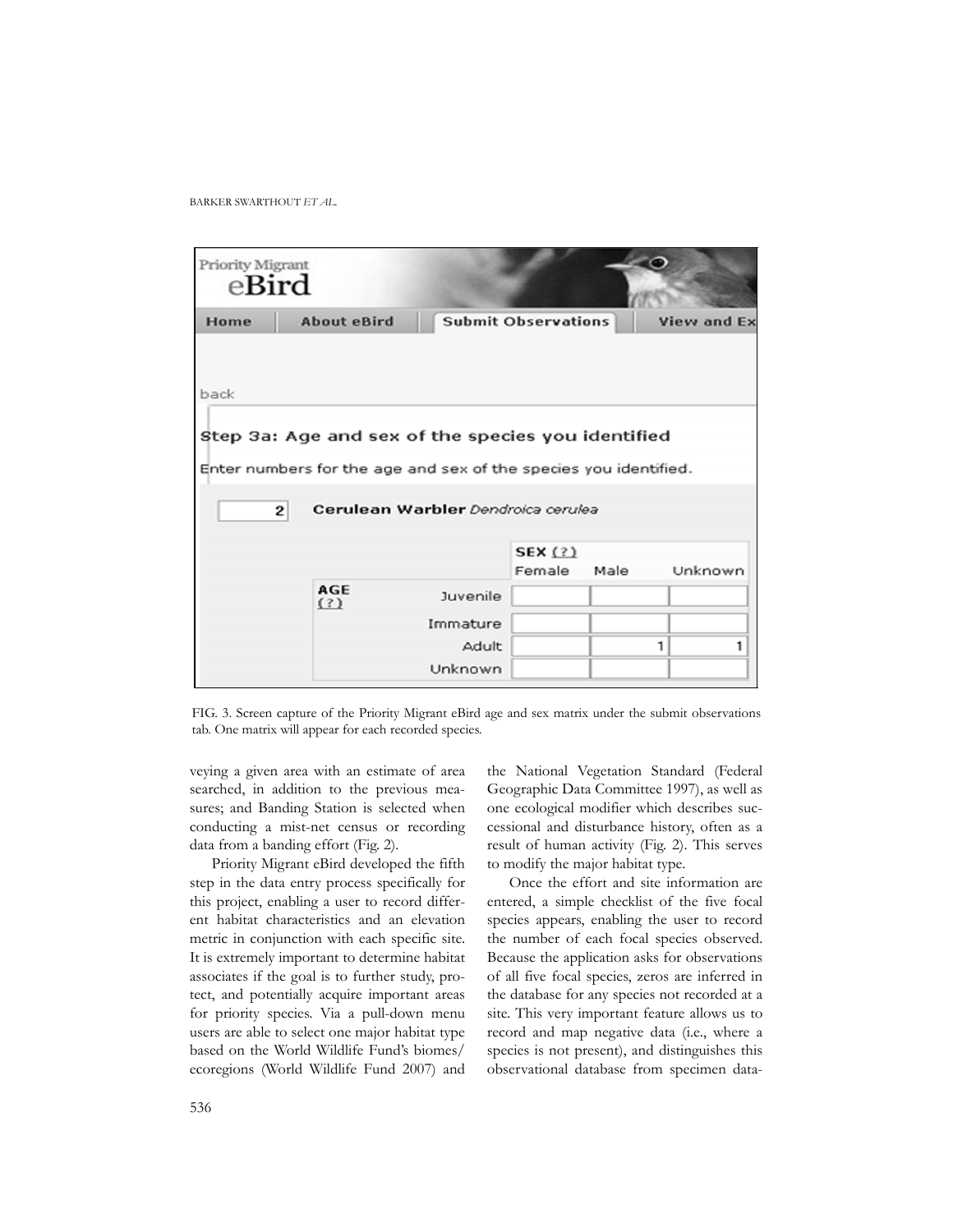FIG. 3. Screen capture of the Priority Migrant eBird age and sex matrix under the submit observations tab. One matrix will appear for each recorded species.

veying a given area with an estimate of area searched, in addition to the previous measures; and Banding Station is selected when conducting a mist-net census or recording data from a banding effort (Fig. 2).

Priority Migrant eBird developed the fifth step in the data entry process specifically for this project, enabling a user to record different habitat characteristics and an elevation metric in conjunction with each specific site. It is extremely important to determine habitat associates if the goal is to further study, protect, and potentially acquire important areas for priority species. Via a pull-down menu users are able to select one major habitat type based on the World Wildlife Fund's biomes/ecoregions (World Wildlife Fund 2007) and the National Vegetation Standard (Federal Geographic Data Committee 1997), as well as one ecological modifier which describes successional and disturbance history, often as a result of human activity (Fig. 2). This serves to modify the major habitat type.

Once the effort and site information are entered, a simple checklist of the five focal species appears, enabling the user to record the number of each focal species observed. Because the application asks for observations of all five focal species, zeros are inferred in the database for any species not recorded at a site. This very important feature allows us to record and map negative data (i.e., where a species is not present), and distinguishes this observational database from specimen data-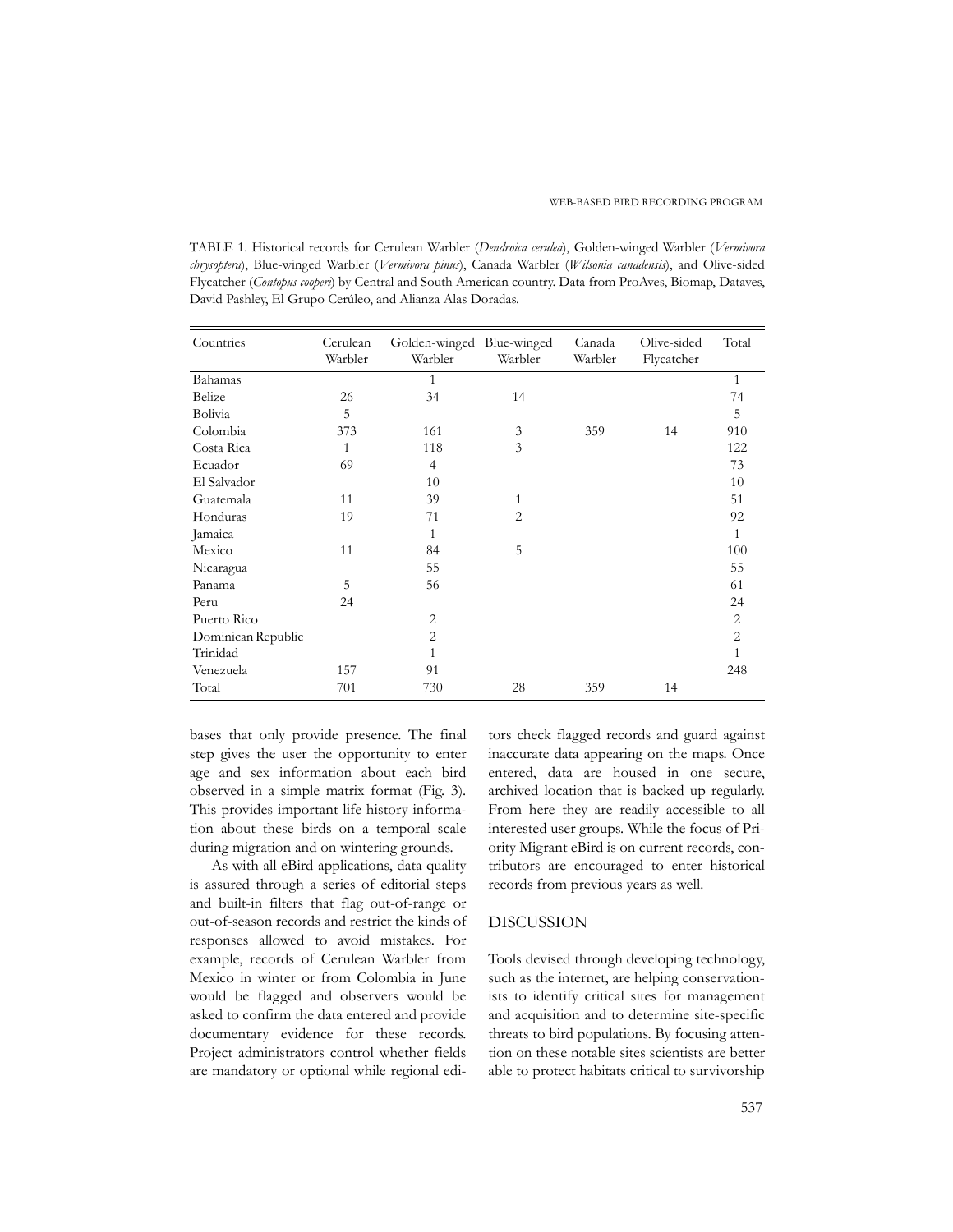TABLE 1. Historical records for Cerulean Warbler (*Dendroica cerulea*), Golden-winged Warbler (*Vermivora chrysoptera*), Blue-winged Warbler (*Vermivora pinus*), Canada Warbler (*Wilsonia canadensis*), and Olive-sided Flycatcher (*Contopus cooperi*) by Central and South American country. Data from ProAves, Biomap, Dataves, David Pashley, El Grupo Cerúleo, and Alianza Alas Doradas.

| Countries | Cerulean Warbler | Golden-winged Warbler | Blue-winged Warbler | Canada Warbler | Olive-sided Flycatcher | Total |
|---|---|---|---|---|---|---|
| Bahamas | | 1 | | | | 1 |
| Belize | 26 | 34 | 14 | | | 74 |
| Bolivia | 5 | | | | | 5 |
| Colombia | 373 | 161 | 3 | 359 | 14 | 910 |
| Costa Rica | 1 | 118 | 3 | | | 122 |
| Ecuador | 69 | 4 | | | | 73 |
| El Salvador | | 10 | | | | 10 |
| Guatemala | 11 | 39 | 1 | | | 51 |
| Honduras | 19 | 71 | 2 | | | 92 |
| Jamaica | | 1 | | | | 1 |
| Mexico | 11 | 84 | 5 | | | 100 |
| Nicaragua | | 55 | | | | 55 |
| Panama | 5 | 56 | | | | 61 |
| Peru | 24 | | | | | 24 |
| Puerto Rico | | 2 | | | | 2 |
| Dominican Republic | | 2 | | | | 2 |
| Trinidad | | 1 | | | | 1 |
| Venezuela | 157 | 91 | | | | 248 |
| Total | 701 | 730 | 28 | 359 | 14 | |

bases that only provide presence. The final step gives the user the opportunity to enter age and sex information about each bird observed in a simple matrix format (Fig. 3). This provides important life history information about these birds on a temporal scale during migration and on wintering grounds.

As with all eBird applications, data quality is assured through a series of editorial steps and built-in filters that flag out-of-range or out-of-season records and restrict the kinds of responses allowed to avoid mistakes. For example, records of Cerulean Warbler from Mexico in winter or from Colombia in June would be flagged and observers would be asked to confirm the data entered and provide documentary evidence for these records. Project administrators control whether fields are mandatory or optional while regional editors check flagged records and guard against inaccurate data appearing on the maps. Once entered, data are housed in one secure, archived location that is backed up regularly. From here they are readily accessible to all interested user groups. While the focus of Priority Migrant eBird is on current records, contributors are encouraged to enter historical records from previous years as well.

## DISCUSSION

Tools devised through developing technology, such as the internet, are helping conservationists to identify critical sites for management and acquisition and to determine site-specific threats to bird populations. By focusing attention on these notable sites scientists are better able to protect habitats critical to survivorship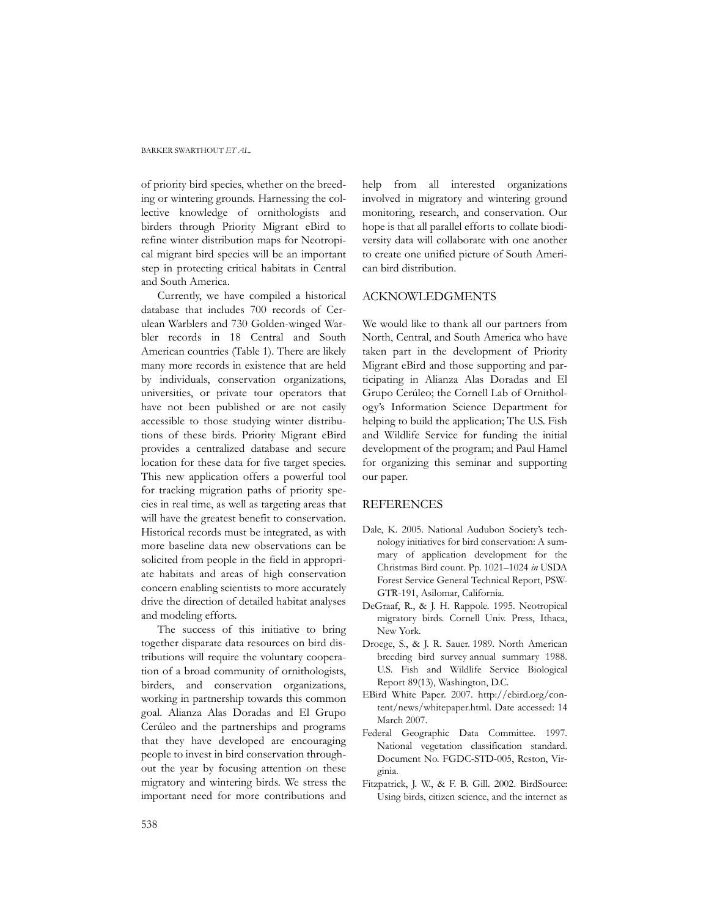of priority bird species, whether on the breeding or wintering grounds. Harnessing the collective knowledge of ornithologists and birders through Priority Migrant eBird to refine winter distribution maps for Neotropical migrant bird species will be an important step in protecting critical habitats in Central and South America.

Currently, we have compiled a historical database that includes 700 records of Cerulean Warblers and 730 Golden-winged Warbler records in 18 Central and South American countries (Table 1). There are likely many more records in existence that are held by individuals, conservation organizations, universities, or private tour operators that have not been published or are not easily accessible to those studying winter distributions of these birds. Priority Migrant eBird provides a centralized database and secure location for these data for five target species. This new application offers a powerful tool for tracking migration paths of priority species in real time, as well as targeting areas that will have the greatest benefit to conservation. Historical records must be integrated, as with more baseline data new observations can be solicited from people in the field in appropriate habitats and areas of high conservation concern enabling scientists to more accurately drive the direction of detailed habitat analyses and modeling efforts.

The success of this initiative to bring together disparate data resources on bird distributions will require the voluntary cooperation of a broad community of ornithologists, birders, and conservation organizations, working in partnership towards this common goal. Alianza Alas Doradas and El Grupo Cerúleo and the partnerships and programs that they have developed are encouraging people to invest in bird conservation throughout the year by focusing attention on these migratory and wintering birds. We stress the important need for more contributions and help from all interested organizations involved in migratory and wintering ground monitoring, research, and conservation. Our hope is that all parallel efforts to collate biodiversity data will collaborate with one another to create one unified picture of South American bird distribution.

## ACKNOWLEDGMENTS

We would like to thank all our partners from North, Central, and South America who have taken part in the development of Priority Migrant eBird and those supporting and participating in Alianza Alas Doradas and El Grupo Cerúleo; the Cornell Lab of Ornithology's Information Science Department for helping to build the application; The U.S. Fish and Wildlife Service for funding the initial development of the program; and Paul Hamel for organizing this seminar and supporting our paper.

## REFERENCES

Dale, K. 2005. National Audubon Society's technology initiatives for bird conservation: A summary of application development for the Christmas Bird count. Pp. 1021–1024 *in* USDA Forest Service General Technical Report, PSW-GTR-191, Asilomar, California.

DeGraaf, R., & J. H. Rappole. 1995. Neotropical migratory birds. Cornell Univ. Press, Ithaca, New York.

Droege, S., & J. R. Sauer. 1989. North American breeding bird survey annual summary 1988. U.S. Fish and Wildlife Service Biological Report 89(13), Washington, D.C.

EBird White Paper. 2007. http://ebird.org/content/news/whitepaper.html. Date accessed: 14 March 2007.

Federal Geographic Data Committee. 1997. National vegetation classification standard. Document No. FGDC-STD-005, Reston, Virginia.

Fitzpatrick, J. W., & F. B. Gill. 2002. BirdSource: Using birds, citizen science, and the internet as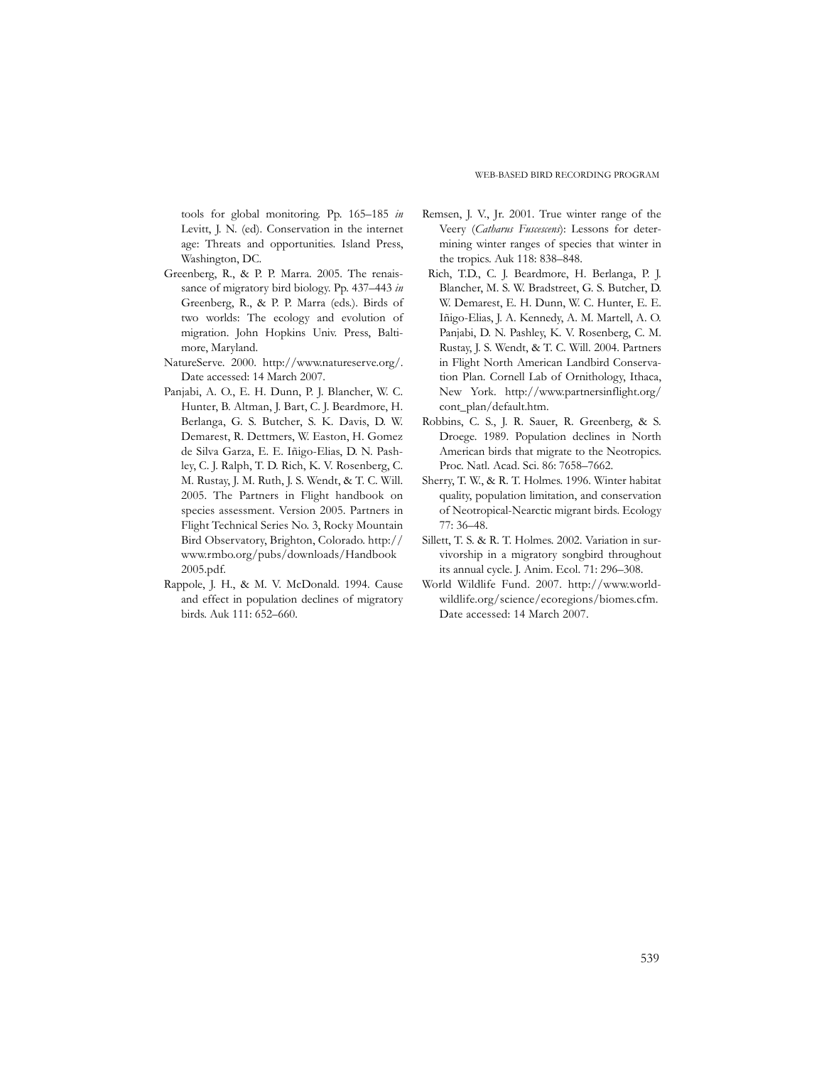tools for global monitoring. Pp. 165–185 *in* Levitt, J. N. (ed). Conservation in the internet age: Threats and opportunities. Island Press, Washington, DC.

Greenberg, R., & P. P. Marra. 2005. The renaissance of migratory bird biology. Pp. 437–443 *in* Greenberg, R., & P. P. Marra (eds.). Birds of two worlds: The ecology and evolution of migration. John Hopkins Univ. Press, Baltimore, Maryland.

NatureServe. 2000. http://www.natureserve.org/. Date accessed: 14 March 2007.

Panjabi, A. O., E. H. Dunn, P. J. Blancher, W. C. Hunter, B. Altman, J. Bart, C. J. Beardmore, H. Berlanga, G. S. Butcher, S. K. Davis, D. W. Demarest, R. Dettmers, W. Easton, H. Gomez de Silva Garza, E. E. Iñigo-Elias, D. N. Pashley, C. J. Ralph, T. D. Rich, K. V. Rosenberg, C. M. Rustay, J. M. Ruth, J. S. Wendt, & T. C. Will. 2005. The Partners in Flight handbook on species assessment. Version 2005. Partners in Flight Technical Series No. 3, Rocky Mountain Bird Observatory, Brighton, Colorado. http://www.rmbo.org/pubs/downloads/Handbook2005.pdf.

Rappole, J. H., & M. V. McDonald. 1994. Cause and effect in population declines of migratory birds. Auk 111: 652–660.

Remsen, J. V., Jr. 2001. True winter range of the Veery (*Catharus Fuscescens*): Lessons for determining winter ranges of species that winter in the tropics. Auk 118: 838–848.

Rich, T.D., C. J. Beardmore, H. Berlanga, P. J. Blancher, M. S. W. Bradstreet, G. S. Butcher, D. W. Demarest, E. H. Dunn, W. C. Hunter, E. E. Iñigo-Elias, J. A. Kennedy, A. M. Martell, A. O. Panjabi, D. N. Pashley, K. V. Rosenberg, C. M. Rustay, J. S. Wendt, & T. C. Will. 2004. Partners in Flight North American Landbird Conservation Plan. Cornell Lab of Ornithology, Ithaca, New York. http://www.partnersinflight.org/cont_plan/default.htm.

Robbins, C. S., J. R. Sauer, R. Greenberg, & S. Droege. 1989. Population declines in North American birds that migrate to the Neotropics. Proc. Natl. Acad. Sci. 86: 7658–7662.

Sherry, T. W., & R. T. Holmes. 1996. Winter habitat quality, population limitation, and conservation of Neotropical-Nearctic migrant birds. Ecology 77: 36–48.

Sillett, T. S. & R. T. Holmes. 2002. Variation in survivorship in a migratory songbird throughout its annual cycle. J. Anim. Ecol. 71: 296–308.

World Wildlife Fund. 2007. http://www.worldwildlife.org/science/ecoregions/biomes.cfm. Date accessed: 14 March 2007.